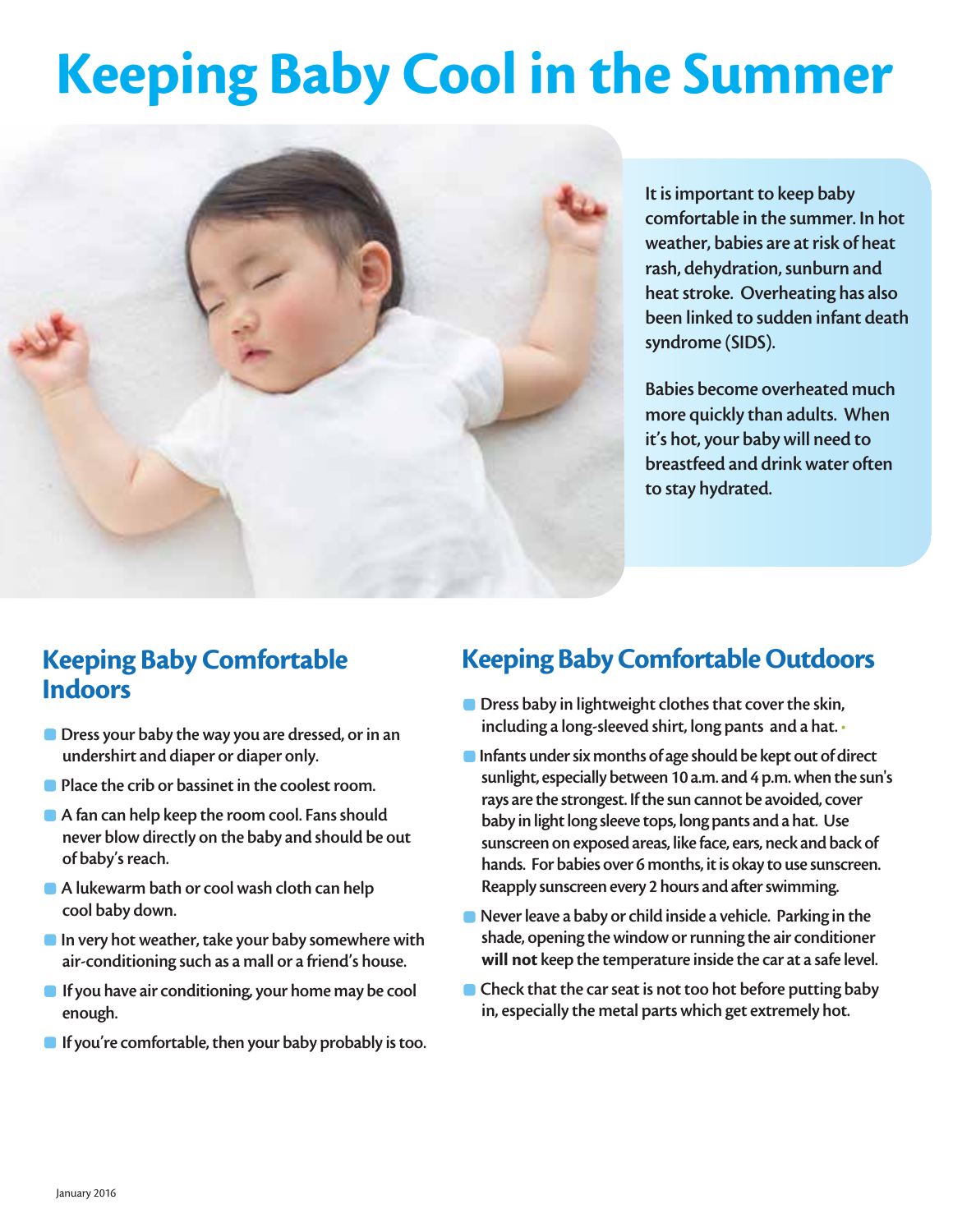# Keeping Baby Cool in the Summer

It is important to keep baby comfortable in the summer. In hot weather, babies are at risk of heat rash, dehydration, sunburn and heat stroke. Overheating has also been linked to sudden infant death syndrome (SIDS).

Babies become overheated much more quickly than adults. When it's hot, your baby will need to breastfeed and drink water often to stay hydrated.

## Keeping Baby Comfortable Indoors

- Dress your baby the way you are dressed, or in an undershirt and diaper or diaper only.
- Place the crib or bassinet in the coolest room.
- A fan can help keep the room cool. Fans should never blow directly on the baby and should be out of baby's reach.
- A lukewarm bath or cool wash cloth can help cool baby down.
- In very hot weather, take your baby somewhere with air-conditioning such as a mall or a friend's house.
- If you have air conditioning, your home may be cool enough.
- If you're comfortable, then your baby probably is too.

## Keeping Baby Comfortable Outdoors

- Dress baby in lightweight clothes that cover the skin, including a long-sleeved shirt, long pants and a hat.
- Infants under six months of age should be kept out of direct sunlight, especially between 10 a.m. and 4 p.m. when the sun's rays are the strongest. If the sun cannot be avoided, cover baby in light long sleeve tops, long pants and a hat. Use sunscreen on exposed areas, like face, ears, neck and back of hands. For babies over 6 months, it is okay to use sunscreen. Reapply sunscreen every 2 hours and after swimming.
- Never leave a baby or child inside a vehicle. Parking in the shade, opening the window or running the air conditioner **will not** keep the temperature inside the car at a safe level.
- Check that the car seat is not too hot before putting baby in, especially the metal parts which get extremely hot.

January 2016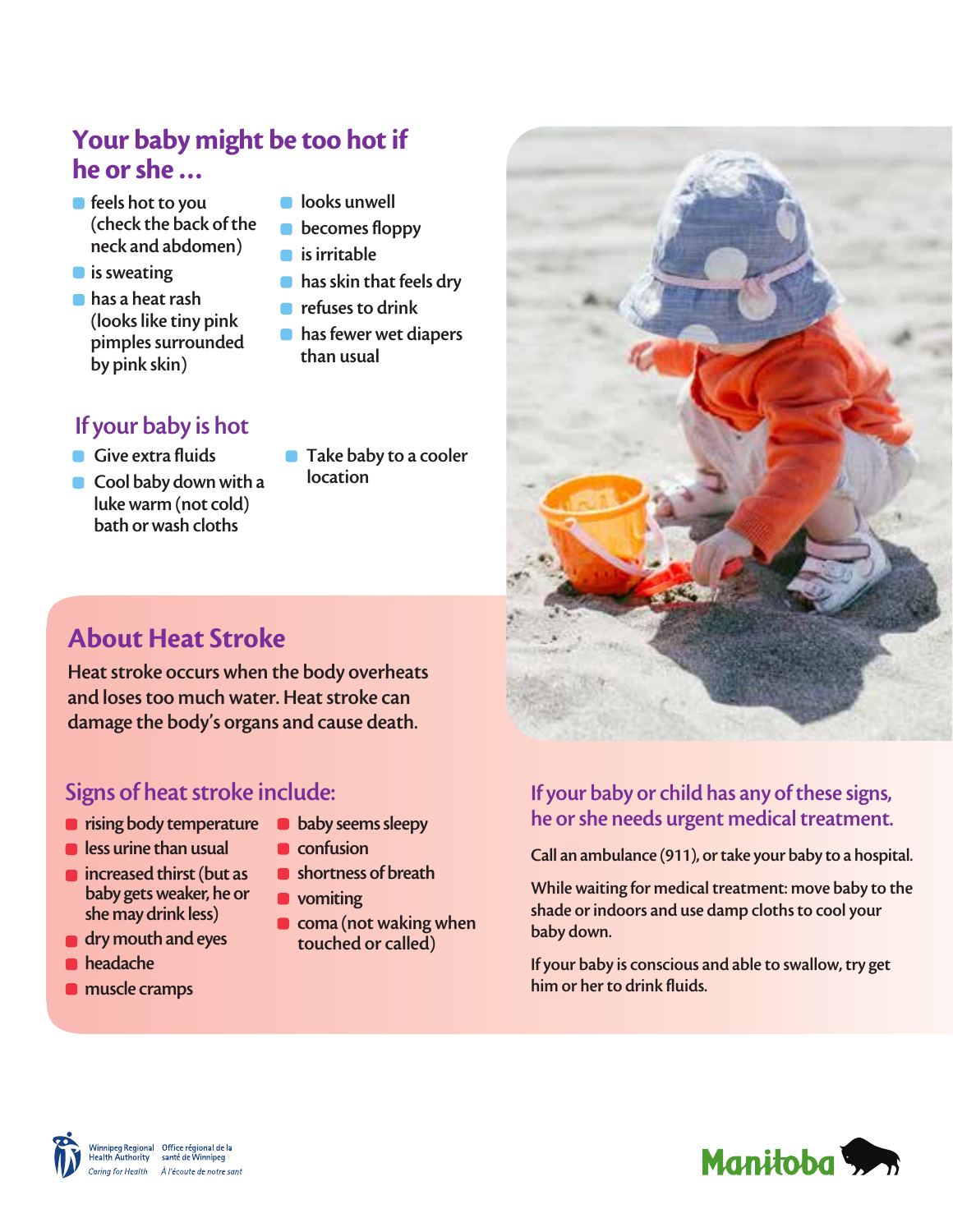## Your baby might be too hot if he or she ...

- feels hot to you (check the back of the neck and abdomen)
- is sweating
- has a heat rash (looks like tiny pink pimples surrounded by pink skin)
- looks unwell
- becomes floppy
- is irritable
- has skin that feels dry
- refuses to drink
- has fewer wet diapers than usual

## If your baby is hot

- Give extra fluids
- Cool baby down with a luke warm (not cold) bath or wash cloths
- Take baby to a cooler location

## About Heat Stroke

Heat stroke occurs when the body overheats and loses too much water. Heat stroke can damage the body's organs and cause death.

### Signs of heat stroke include:

- rising body temperature
- less urine than usual
- increased thirst (but as baby gets weaker, he or she may drink less)
- dry mouth and eyes
- headache
- muscle cramps
- baby seems sleepy
- confusion
- shortness of breath
- vomiting
- coma (not waking when touched or called)

### If your baby or child has any of these signs, he or she needs urgent medical treatment.

Call an ambulance (911), or take your baby to a hospital.

While waiting for medical treatment: move baby to the shade or indoors and use damp cloths to cool your baby down.

If your baby is conscious and able to swallow, try get him or her to drink fluids.

Winnipeg Regional Health Authority – Caring for Health | Office régional de la santé de Winnipeg – À l'écoute de notre santé

Manitoba